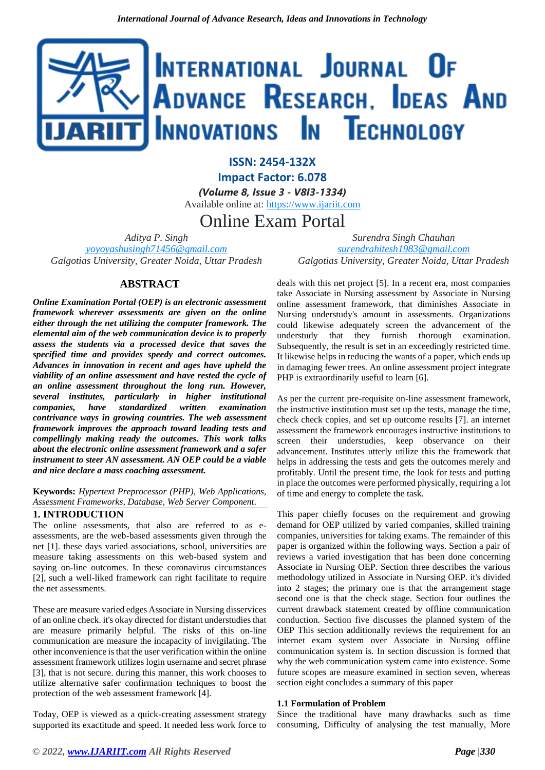ISSN: 2454-132X

Impact Factor: 6.078

*(Volume 8, Issue 3 - V8I3-1334)*

Available online at: https://www.ijariit.com

# Online Exam Portal

*Aditya P. Singh*
*yoyoyashusingh71456@gmail.com*
*Galgotias University, Greater Noida, Uttar Pradesh*

*Surendra Singh Chauhan*
*surendrahitesh1983@gmail.com*
*Galgotias University, Greater Noida, Uttar Pradesh*

## ABSTRACT

***Online Examination Portal (OEP) is an electronic assessment framework wherever assessments are given on the online either through the net utilizing the computer framework. The elemental aim of the web communication device is to properly assess the students via a processed device that saves the specified time and provides speedy and correct outcomes. Advances in innovation in recent and ages have upheld the viability of an online assessment and have rested the cycle of an online assessment throughout the long run. However, several institutes, particularly in higher institutional companies, have standardized written examination contrivance ways in growing countries. The web assessment framework improves the approach toward leading tests and compellingly making ready the outcomes. This work talks about the electronic online assessment framework and a safer instrument to steer AN assessment. AN OEP could be a viable and nice declare a mass coaching assessment.***

**Keywords:** *Hypertext Preprocessor (PHP), Web Applications, Assessment Frameworks, Database, Web Server Component.*

## 1. INTRODUCTION

The online assessments, that also are referred to as e-assessments, are the web-based assessments given through the net [1]. these days varied associations, school, universities are measure taking assessments on this web-based system and saying on-line outcomes. In these coronavirus circumstances [2], such a well-liked framework can right facilitate to require the net assessments.

These are measure varied edges Associate in Nursing disservices of an online check. it's okay directed for distant understudies that are measure primarily helpful. The risks of this on-line communication are measure the incapacity of invigilating. The other inconvenience is that the user verification within the online assessment framework utilizes login username and secret phrase [3], that is not secure. during this manner, this work chooses to utilize alternative safer confirmation techniques to boost the protection of the web assessment framework [4].

Today, OEP is viewed as a quick-creating assessment strategy supported its exactitude and speed. It needed less work force to deals with this net project [5]. In a recent era, most companies take Associate in Nursing assessment by Associate in Nursing online assessment framework, that diminishes Associate in Nursing understudy's amount in assessments. Organizations could likewise adequately screen the advancement of the understudy that they furnish thorough examination. Subsequently, the result is set in an exceedingly restricted time. It likewise helps in reducing the wants of a paper, which ends up in damaging fewer trees. An online assessment project integrate PHP is extraordinarily useful to learn [6].

As per the current pre-requisite on-line assessment framework, the instructive institution must set up the tests, manage the time, check check copies, and set up outcome results [7]. an internet assessment the framework encourages instructive institutions to screen their understudies, keep observance on their advancement. Institutes utterly utilize this the framework that helps in addressing the tests and gets the outcomes merely and profitably. Until the present time, the look for tests and putting in place the outcomes were performed physically, requiring a lot of time and energy to complete the task.

This paper chiefly focuses on the requirement and growing demand for OEP utilized by varied companies, skilled training companies, universities for taking exams. The remainder of this paper is organized within the following ways. Section a pair of reviews a varied investigation that has been done concerning Associate in Nursing OEP. Section three describes the various methodology utilized in Associate in Nursing OEP. it's divided into 2 stages; the primary one is that the arrangement stage second one is that the check stage. Section four outlines the current drawback statement created by offline communication conduction. Section five discusses the planned system of the OEP This section additionally reviews the requirement for an internet exam system over Associate in Nursing offline communication system is. In section discussion is formed that why the web communication system came into existence. Some future scopes are measure examined in section seven, whereas section eight concludes a summary of this paper

### 1.1 Formulation of Problem

Since the traditional have many drawbacks such as time consuming, Difficulty of analysing the test manually, More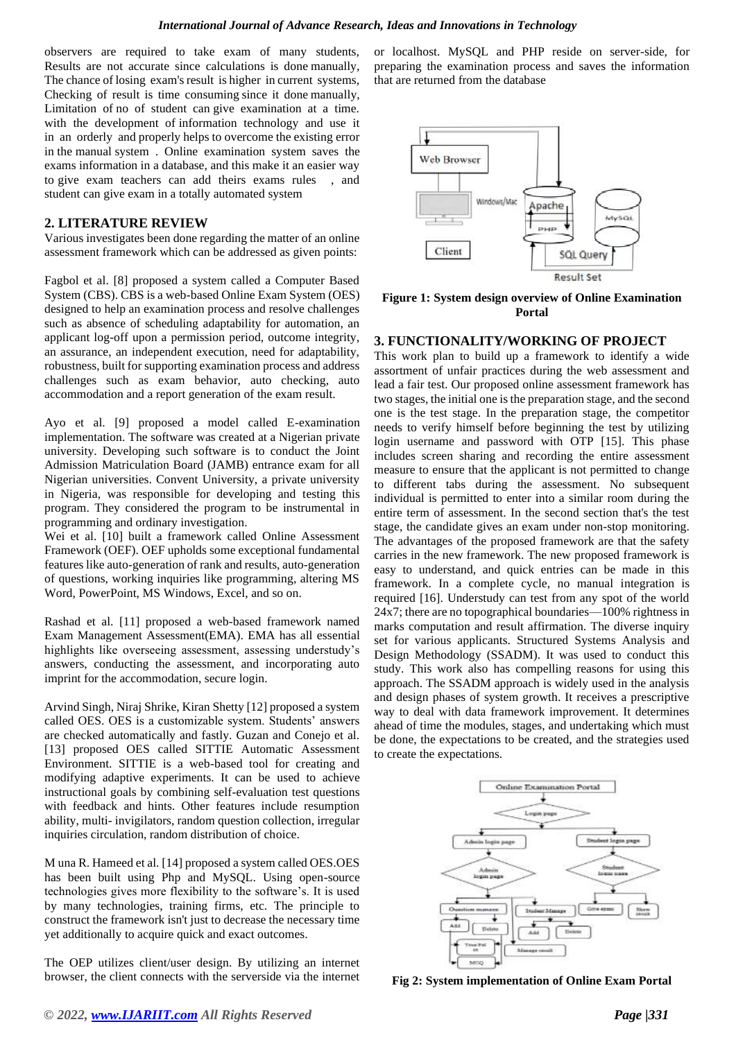observers are required to take exam of many students, Results are not accurate since calculations is done manually, The chance of losing exam's result is higher in current systems, Checking of result is time consuming since it done manually, Limitation of no of student can give examination at a time. with the development of information technology and use it in an orderly and properly helps to overcome the existing error in the manual system . Online examination system saves the exams information in a database, and this make it an easier way to give exam teachers can add theirs exams rules , and student can give exam in a totally automated system

## 2. LITERATURE REVIEW

Various investigates been done regarding the matter of an online assessment framework which can be addressed as given points:

Fagbol et al. [8] proposed a system called a Computer Based System (CBS). CBS is a web-based Online Exam System (OES) designed to help an examination process and resolve challenges such as absence of scheduling adaptability for automation, an applicant log-off upon a permission period, outcome integrity, an assurance, an independent execution, need for adaptability, robustness, built for supporting examination process and address challenges such as exam behavior, auto checking, auto accommodation and a report generation of the exam result.

Ayo et al. [9] proposed a model called E-examination implementation. The software was created at a Nigerian private university. Developing such software is to conduct the Joint Admission Matriculation Board (JAMB) entrance exam for all Nigerian universities. Convent University, a private university in Nigeria, was responsible for developing and testing this program. They considered the program to be instrumental in programming and ordinary investigation.

Wei et al. [10] built a framework called Online Assessment Framework (OEF). OEF upholds some exceptional fundamental features like auto-generation of rank and results, auto-generation of questions, working inquiries like programming, altering MS Word, PowerPoint, MS Windows, Excel, and so on.

Rashad et al. [11] proposed a web-based framework named Exam Management Assessment(EMA). EMA has all essential highlights like overseeing assessment, assessing understudy's answers, conducting the assessment, and incorporating auto imprint for the accommodation, secure login.

Arvind Singh, Niraj Shrike, Kiran Shetty [12] proposed a system called OES. OES is a customizable system. Students' answers are checked automatically and fastly. Guzan and Conejo et al. [13] proposed OES called SITTIE Automatic Assessment Environment. SITTIE is a web-based tool for creating and modifying adaptive experiments. It can be used to achieve instructional goals by combining self-evaluation test questions with feedback and hints. Other features include resumption ability, multi- invigilators, random question collection, irregular inquiries circulation, random distribution of choice.

M una R. Hameed et al. [14] proposed a system called OES.OES has been built using Php and MySQL. Using open-source technologies gives more flexibility to the software's. It is used by many technologies, training firms, etc. The principle to construct the framework isn't just to decrease the necessary time yet additionally to acquire quick and exact outcomes.

The OEP utilizes client/user design. By utilizing an internet browser, the client connects with the serverside via the internet or localhost. MySQL and PHP reside on server-side, for preparing the examination process and saves the information that are returned from the database

**Figure 1: System design overview of Online Examination Portal**

## 3. FUNCTIONALITY/WORKING OF PROJECT

This work plan to build up a framework to identify a wide assortment of unfair practices during the web assessment and lead a fair test. Our proposed online assessment framework has two stages, the initial one is the preparation stage, and the second one is the test stage. In the preparation stage, the competitor needs to verify himself before beginning the test by utilizing login username and password with OTP [15]. This phase includes screen sharing and recording the entire assessment measure to ensure that the applicant is not permitted to change to different tabs during the assessment. No subsequent individual is permitted to enter into a similar room during the entire term of assessment. In the second section that's the test stage, the candidate gives an exam under non-stop monitoring. The advantages of the proposed framework are that the safety carries in the new framework. The new proposed framework is easy to understand, and quick entries can be made in this framework. In a complete cycle, no manual integration is required [16]. Understudy can test from any spot of the world 24x7; there are no topographical boundaries—100% rightness in marks computation and result affirmation. The diverse inquiry set for various applicants. Structured Systems Analysis and Design Methodology (SSADM). It was used to conduct this study. This work also has compelling reasons for using this approach. The SSADM approach is widely used in the analysis and design phases of system growth. It receives a prescriptive way to deal with data framework improvement. It determines ahead of time the modules, stages, and undertaking which must be done, the expectations to be created, and the strategies used to create the expectations.

**Fig 2: System implementation of Online Exam Portal**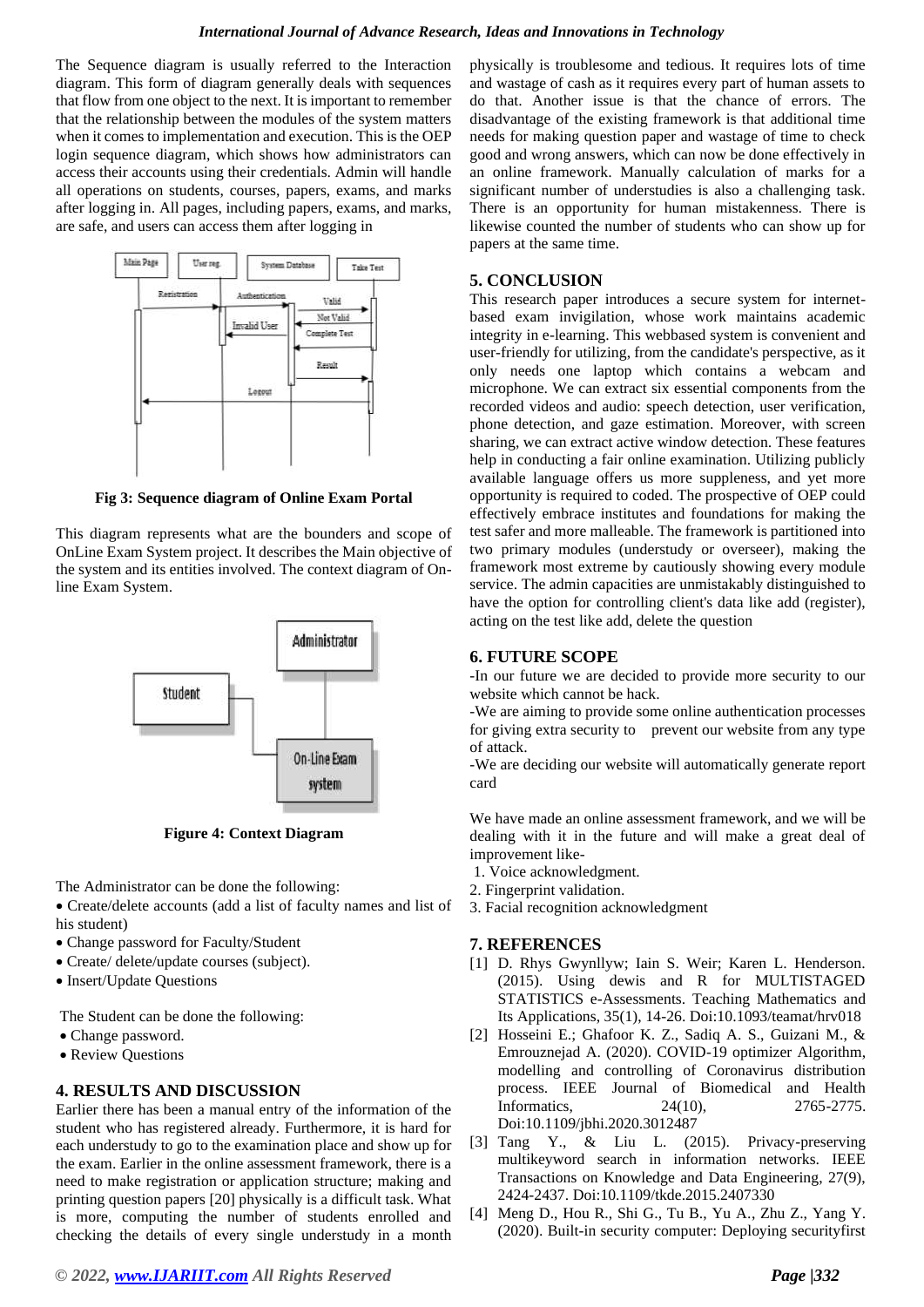The Sequence diagram is usually referred to the Interaction diagram. This form of diagram generally deals with sequences that flow from one object to the next. It is important to remember that the relationship between the modules of the system matters when it comes to implementation and execution. This is the OEP login sequence diagram, which shows how administrators can access their accounts using their credentials. Admin will handle all operations on students, courses, papers, exams, and marks after logging in. All pages, including papers, exams, and marks, are safe, and users can access them after logging in

**Fig 3: Sequence diagram of Online Exam Portal**

This diagram represents what are the bounders and scope of OnLine Exam System project. It describes the Main objective of the system and its entities involved. The context diagram of On-line Exam System.

**Figure 4: Context Diagram**

The Administrator can be done the following:

- Create/delete accounts (add a list of faculty names and list of his student)
- Change password for Faculty/Student
- Create/ delete/update courses (subject).
- Insert/Update Questions

The Student can be done the following:

- Change password.
- Review Questions

## 4. RESULTS AND DISCUSSION

Earlier there has been a manual entry of the information of the student who has registered already. Furthermore, it is hard for each understudy to go to the examination place and show up for the exam. Earlier in the online assessment framework, there is a need to make registration or application structure; making and printing question papers [20] physically is a difficult task. What is more, computing the number of students enrolled and checking the details of every single understudy in a month physically is troublesome and tedious. It requires lots of time and wastage of cash as it requires every part of human assets to do that. Another issue is that the chance of errors. The disadvantage of the existing framework is that additional time needs for making question paper and wastage of time to check good and wrong answers, which can now be done effectively in an online framework. Manually calculation of marks for a significant number of understudies is also a challenging task. There is an opportunity for human mistakenness. There is likewise counted the number of students who can show up for papers at the same time.

## 5. CONCLUSION

This research paper introduces a secure system for internet-based exam invigilation, whose work maintains academic integrity in e-learning. This webbased system is convenient and user-friendly for utilizing, from the candidate's perspective, as it only needs one laptop which contains a webcam and microphone. We can extract six essential components from the recorded videos and audio: speech detection, user verification, phone detection, and gaze estimation. Moreover, with screen sharing, we can extract active window detection. These features help in conducting a fair online examination. Utilizing publicly available language offers us more suppleness, and yet more opportunity is required to coded. The prospective of OEP could effectively embrace institutes and foundations for making the test safer and more malleable. The framework is partitioned into two primary modules (understudy or overseer), making the framework most extreme by cautiously showing every module service. The admin capacities are unmistakably distinguished to have the option for controlling client's data like add (register), acting on the test like add, delete the question

## 6. FUTURE SCOPE

-In our future we are decided to provide more security to our website which cannot be hack.

-We are aiming to provide some online authentication processes for giving extra security to prevent our website from any type of attack.

-We are deciding our website will automatically generate report card

We have made an online assessment framework, and we will be dealing with it in the future and will make a great deal of improvement like-

1. Voice acknowledgment.
2. Fingerprint validation.
3. Facial recognition acknowledgment

## 7. REFERENCES

[1] D. Rhys Gwynllyw; Iain S. Weir; Karen L. Henderson. (2015). Using dewis and R for MULTISTAGED STATISTICS e-Assessments. Teaching Mathematics and Its Applications, 35(1), 14-26. Doi:10.1093/teamat/hrv018

[2] Hosseini E.; Ghafoor K. Z., Sadiq A. S., Guizani M., & Emrouznejad A. (2020). COVID-19 optimizer Algorithm, modelling and controlling of Coronavirus distribution process. IEEE Journal of Biomedical and Health Informatics, 24(10), 2765-2775. Doi:10.1109/jbhi.2020.3012487

[3] Tang Y., & Liu L. (2015). Privacy-preserving multikeyword search in information networks. IEEE Transactions on Knowledge and Data Engineering, 27(9), 2424-2437. Doi:10.1109/tkde.2015.2407330

[4] Meng D., Hou R., Shi G., Tu B., Yu A., Zhu Z., Yang Y. (2020). Built-in security computer: Deploying securityfirst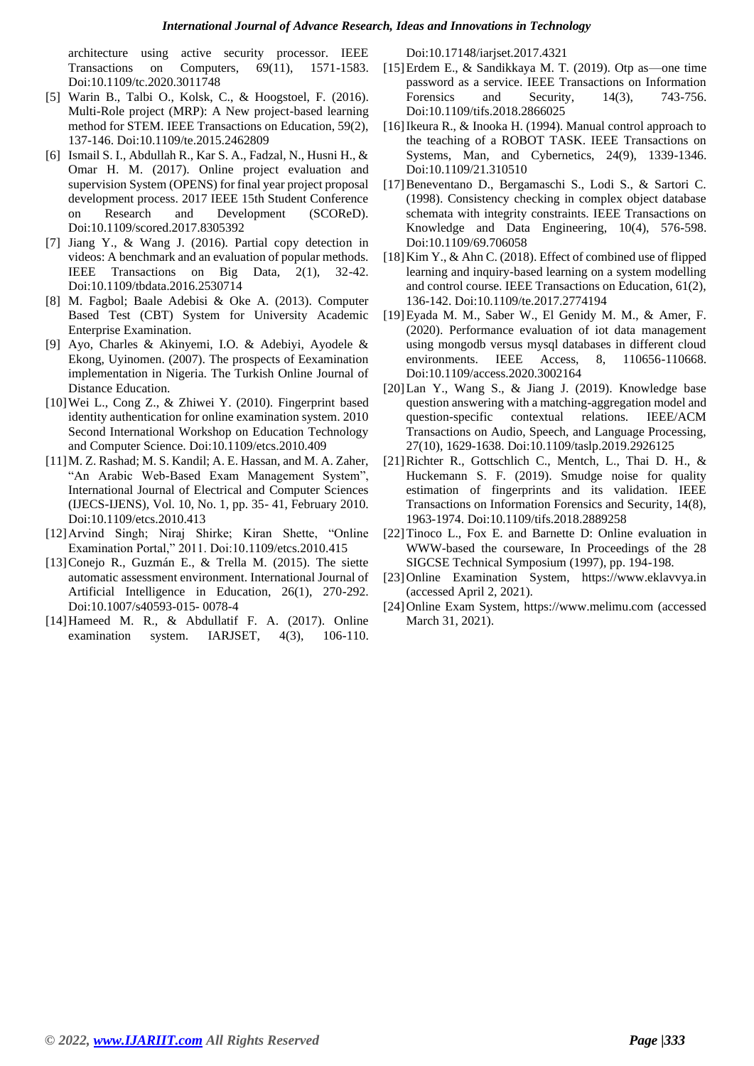architecture using active security processor. IEEE Transactions on Computers, 69(11), 1571-1583. Doi:10.1109/tc.2020.3011748

[5] Warin B., Talbi O., Kolsk, C., & Hoogstoel, F. (2016). Multi-Role project (MRP): A New project-based learning method for STEM. IEEE Transactions on Education, 59(2), 137-146. Doi:10.1109/te.2015.2462809

[6] Ismail S. I., Abdullah R., Kar S. A., Fadzal, N., Husni H., & Omar H. M. (2017). Online project evaluation and supervision System (OPENS) for final year project proposal development process. 2017 IEEE 15th Student Conference on Research and Development (SCOReD). Doi:10.1109/scored.2017.8305392

[7] Jiang Y., & Wang J. (2016). Partial copy detection in videos: A benchmark and an evaluation of popular methods. IEEE Transactions on Big Data, 2(1), 32-42. Doi:10.1109/tbdata.2016.2530714

[8] M. Fagbol; Baale Adebisi & Oke A. (2013). Computer Based Test (CBT) System for University Academic Enterprise Examination.

[9] Ayo, Charles & Akinyemi, I.O. & Adebiyi, Ayodele & Ekong, Uyinomen. (2007). The prospects of Eexamination implementation in Nigeria. The Turkish Online Journal of Distance Education.

[10] Wei L., Cong Z., & Zhiwei Y. (2010). Fingerprint based identity authentication for online examination system. 2010 Second International Workshop on Education Technology and Computer Science. Doi:10.1109/etcs.2010.409

[11] M. Z. Rashad; M. S. Kandil; A. E. Hassan, and M. A. Zaher, "An Arabic Web-Based Exam Management System", International Journal of Electrical and Computer Sciences (IJECS-IJENS), Vol. 10, No. 1, pp. 35- 41, February 2010. Doi:10.1109/etcs.2010.413

[12] Arvind Singh; Niraj Shirke; Kiran Shette, "Online Examination Portal," 2011. Doi:10.1109/etcs.2010.415

[13] Conejo R., Guzmán E., & Trella M. (2015). The siette automatic assessment environment. International Journal of Artificial Intelligence in Education, 26(1), 270-292. Doi:10.1007/s40593-015- 0078-4

[14] Hameed M. R., & Abdullatif F. A. (2017). Online examination system. IARJSET, 4(3), 106-110. Doi:10.17148/iarjset.2017.4321

[15] Erdem E., & Sandikkaya M. T. (2019). Otp as—one time password as a service. IEEE Transactions on Information Forensics and Security, 14(3), 743-756. Doi:10.1109/tifs.2018.2866025

[16] Ikeura R., & Inooka H. (1994). Manual control approach to the teaching of a ROBOT TASK. IEEE Transactions on Systems, Man, and Cybernetics, 24(9), 1339-1346. Doi:10.1109/21.310510

[17] Beneventano D., Bergamaschi S., Lodi S., & Sartori C. (1998). Consistency checking in complex object database schemata with integrity constraints. IEEE Transactions on Knowledge and Data Engineering, 10(4), 576-598. Doi:10.1109/69.706058

[18] Kim Y., & Ahn C. (2018). Effect of combined use of flipped learning and inquiry-based learning on a system modelling and control course. IEEE Transactions on Education, 61(2), 136-142. Doi:10.1109/te.2017.2774194

[19] Eyada M. M., Saber W., El Genidy M. M., & Amer, F. (2020). Performance evaluation of iot data management using mongodb versus mysql databases in different cloud environments. IEEE Access, 8, 110656-110668. Doi:10.1109/access.2020.3002164

[20] Lan Y., Wang S., & Jiang J. (2019). Knowledge base question answering with a matching-aggregation model and question-specific contextual relations. IEEE/ACM Transactions on Audio, Speech, and Language Processing, 27(10), 1629-1638. Doi:10.1109/taslp.2019.2926125

[21] Richter R., Gottschlich C., Mentch, L., Thai D. H., & Huckemann S. F. (2019). Smudge noise for quality estimation of fingerprints and its validation. IEEE Transactions on Information Forensics and Security, 14(8), 1963-1974. Doi:10.1109/tifs.2018.2889258

[22] Tinoco L., Fox E. and Barnette D: Online evaluation in WWW-based the courseware, In Proceedings of the 28 SIGCSE Technical Symposium (1997), pp. 194-198.

[23] Online Examination System, https://www.eklavvya.in (accessed April 2, 2021).

[24] Online Exam System, https://www.melimu.com (accessed March 31, 2021).